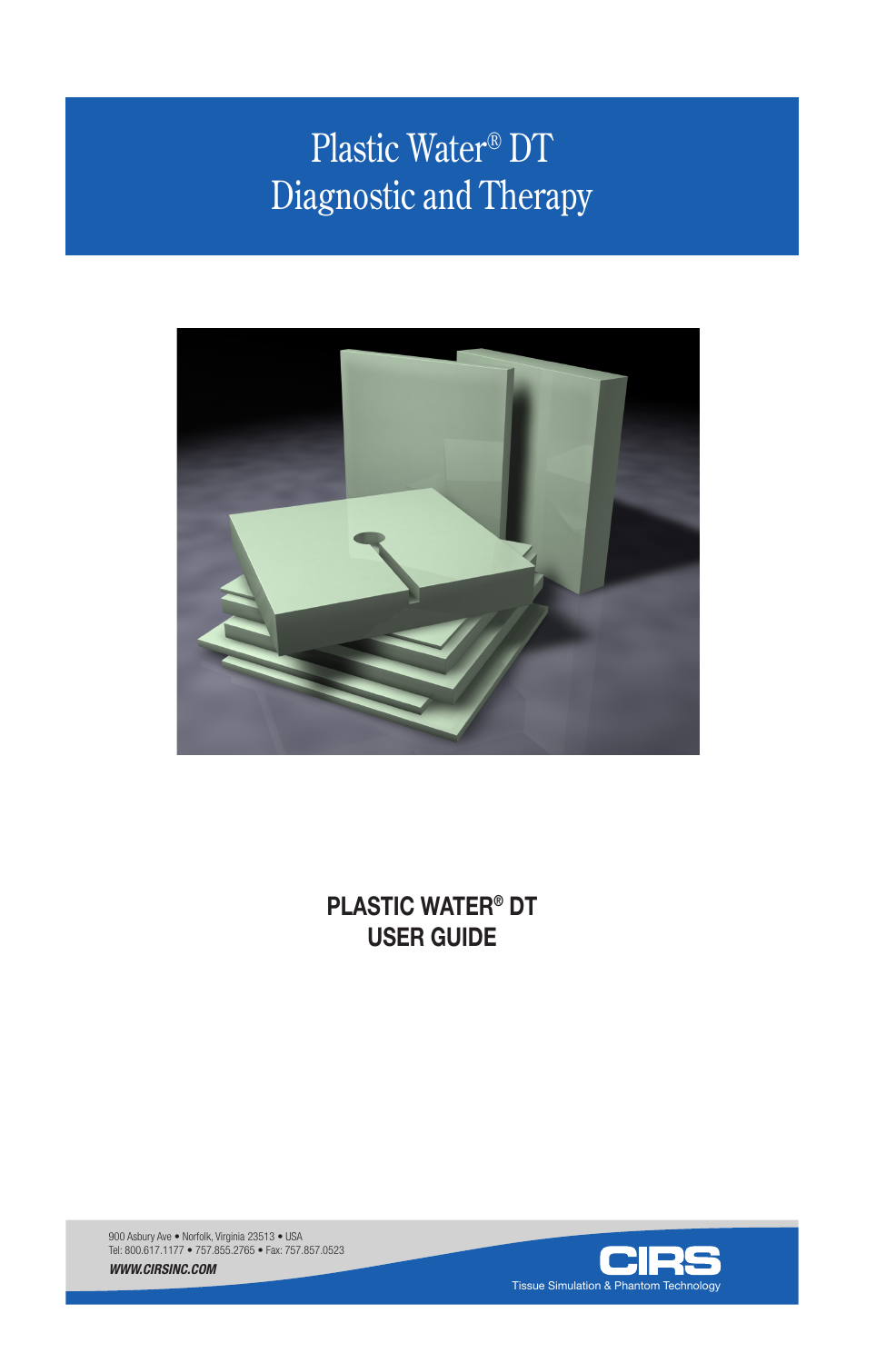# Plastic Water® DT
# Diagnostic and Therapy

**PLASTIC WATER® DT**
**USER GUIDE**

900 Asbury Ave • Norfolk, Virginia 23513 • USA
Tel: 800.617.1177 • 757.855.2765 • Fax: 757.857.0523

***WWW.CIRSINC.COM***

CIRS
Tissue Simulation & Phantom Technology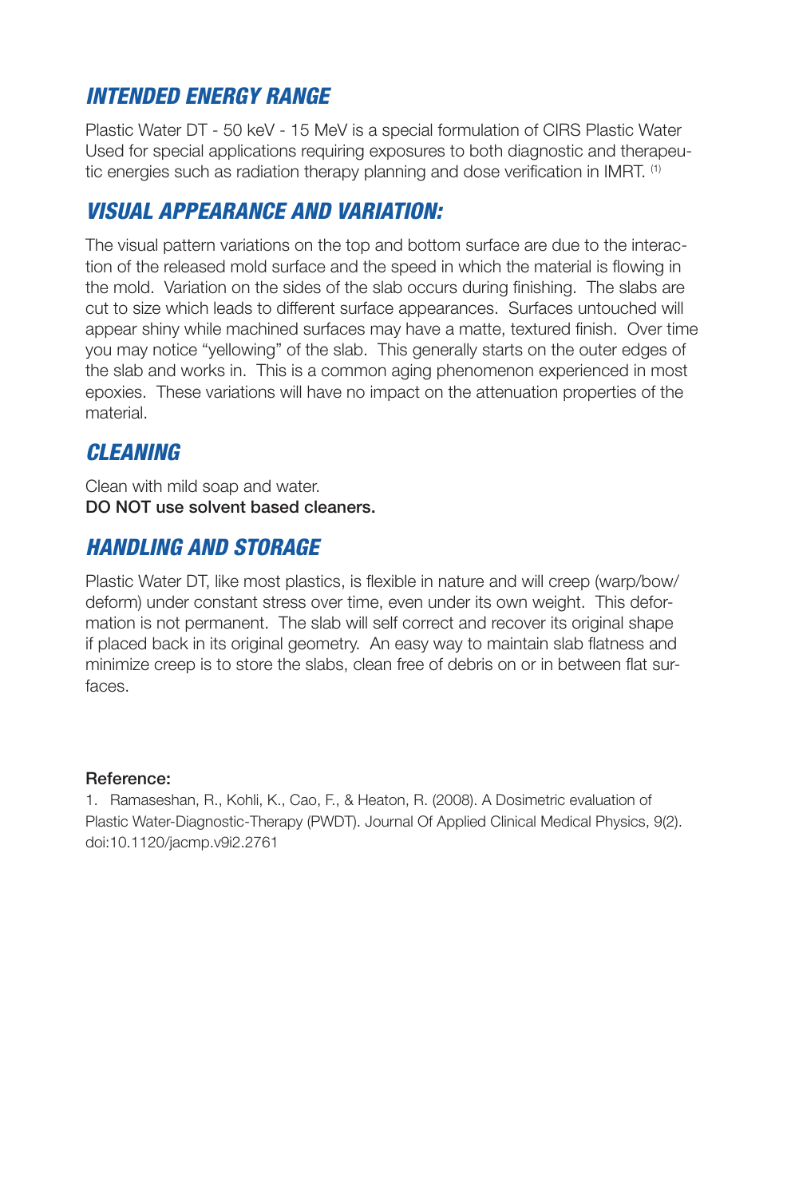## *INTENDED ENERGY RANGE*

Plastic Water DT - 50 keV - 15 MeV is a special formulation of CIRS Plastic Water Used for special applications requiring exposures to both diagnostic and therapeutic energies such as radiation therapy planning and dose verification in IMRT. [1]

## *VISUAL APPEARANCE AND VARIATION:*

The visual pattern variations on the top and bottom surface are due to the interaction of the released mold surface and the speed in which the material is flowing in the mold. Variation on the sides of the slab occurs during finishing. The slabs are cut to size which leads to different surface appearances. Surfaces untouched will appear shiny while machined surfaces may have a matte, textured finish. Over time you may notice "yellowing" of the slab. This generally starts on the outer edges of the slab and works in. This is a common aging phenomenon experienced in most epoxies. These variations will have no impact on the attenuation properties of the material.

## *CLEANING*

Clean with mild soap and water.
**DO NOT use solvent based cleaners.**

## *HANDLING AND STORAGE*

Plastic Water DT, like most plastics, is flexible in nature and will creep (warp/bow/deform) under constant stress over time, even under its own weight. This deformation is not permanent. The slab will self correct and recover its original shape if placed back in its original geometry. An easy way to maintain slab flatness and minimize creep is to store the slabs, clean free of debris on or in between flat surfaces.

**Reference:**

1. Ramaseshan, R., Kohli, K., Cao, F., & Heaton, R. (2008). A Dosimetric evaluation of Plastic Water-Diagnostic-Therapy (PWDT). Journal Of Applied Clinical Medical Physics, 9(2). doi:10.1120/jacmp.v9i2.2761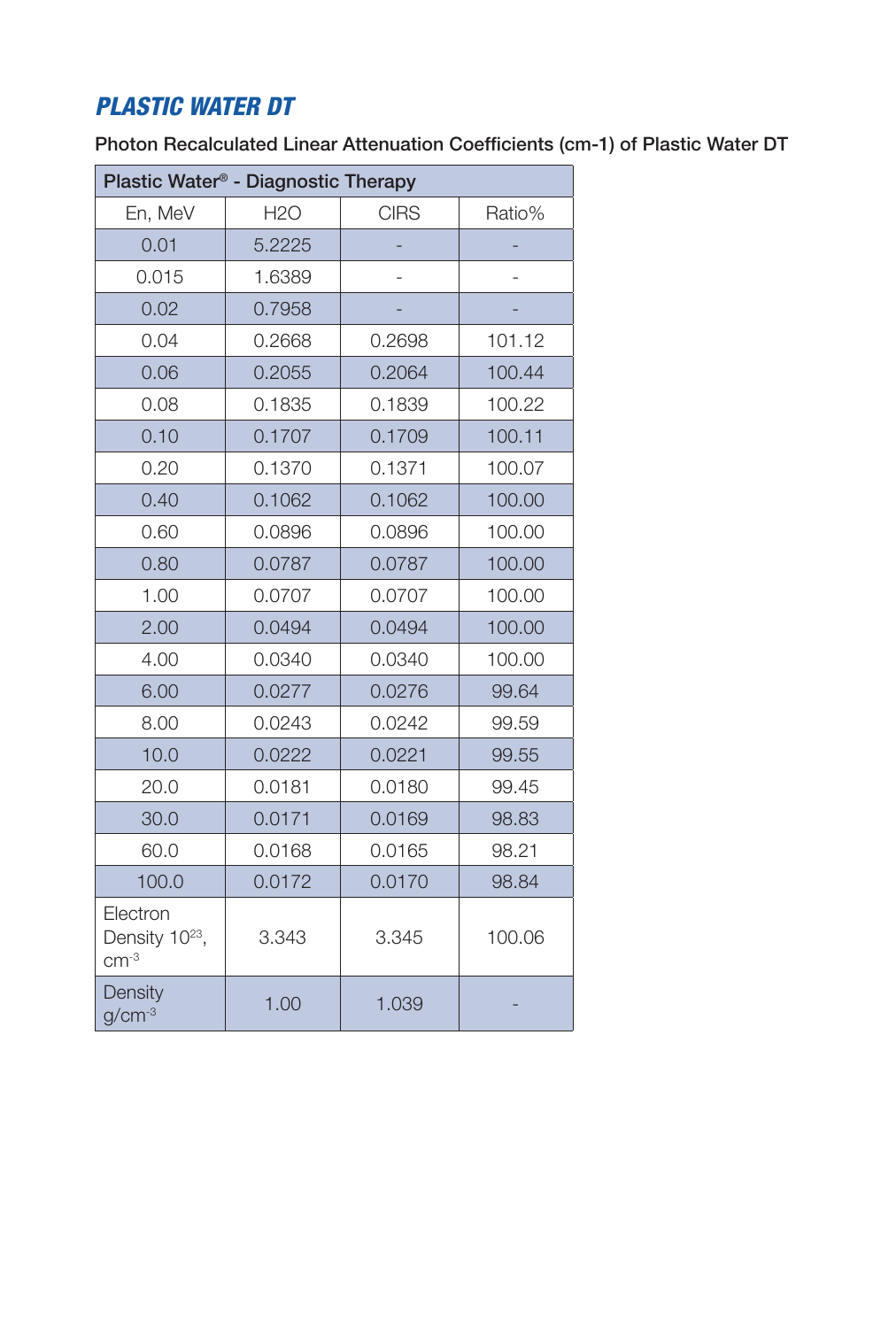# PLASTIC WATER DT

**Photon Recalculated Linear Attenuation Coefficients (cm-1) of Plastic Water DT**

| Plastic Water® - Diagnostic Therapy | | | |
|---|---|---|---|
| En, MeV | $H_2O$ | CIRS | Ratio% |
| 0.01 | 5.2225 | - | - |
| 0.015 | 1.6389 | - | - |
| 0.02 | 0.7958 | - | - |
| 0.04 | 0.2668 | 0.2698 | 101.12 |
| 0.06 | 0.2055 | 0.2064 | 100.44 |
| 0.08 | 0.1835 | 0.1839 | 100.22 |
| 0.10 | 0.1707 | 0.1709 | 100.11 |
| 0.20 | 0.1370 | 0.1371 | 100.07 |
| 0.40 | 0.1062 | 0.1062 | 100.00 |
| 0.60 | 0.0896 | 0.0896 | 100.00 |
| 0.80 | 0.0787 | 0.0787 | 100.00 |
| 1.00 | 0.0707 | 0.0707 | 100.00 |
| 2.00 | 0.0494 | 0.0494 | 100.00 |
| 4.00 | 0.0340 | 0.0340 | 100.00 |
| 6.00 | 0.0277 | 0.0276 | 99.64 |
| 8.00 | 0.0243 | 0.0242 | 99.59 |
| 10.0 | 0.0222 | 0.0221 | 99.55 |
| 20.0 | 0.0181 | 0.0180 | 99.45 |
| 30.0 | 0.0171 | 0.0169 | 98.83 |
| 60.0 | 0.0168 | 0.0165 | 98.21 |
| 100.0 | 0.0172 | 0.0170 | 98.84 |
| Electron Density $10^{23}$, $cm^{-3}$ | 3.343 | 3.345 | 100.06 |
| Density $g/cm^{-3}$ | 1.00 | 1.039 | - |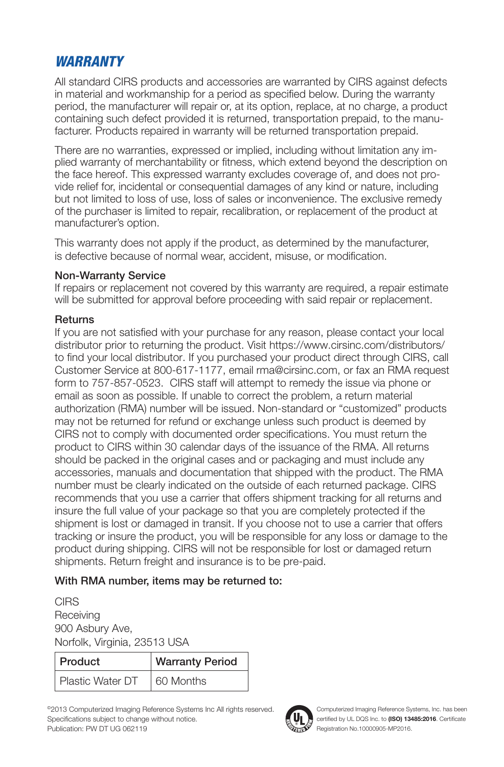## *WARRANTY*

All standard CIRS products and accessories are warranted by CIRS against defects in material and workmanship for a period as specified below. During the warranty period, the manufacturer will repair or, at its option, replace, at no charge, a product containing such defect provided it is returned, transportation prepaid, to the manufacturer. Products repaired in warranty will be returned transportation prepaid.

There are no warranties, expressed or implied, including without limitation any implied warranty of merchantability or fitness, which extend beyond the description on the face hereof. This expressed warranty excludes coverage of, and does not provide relief for, incidental or consequential damages of any kind or nature, including but not limited to loss of use, loss of sales or inconvenience. The exclusive remedy of the purchaser is limited to repair, recalibration, or replacement of the product at manufacturer's option.

This warranty does not apply if the product, as determined by the manufacturer, is defective because of normal wear, accident, misuse, or modification.

**Non-Warranty Service**
If repairs or replacement not covered by this warranty are required, a repair estimate will be submitted for approval before proceeding with said repair or replacement.

**Returns**
If you are not satisfied with your purchase for any reason, please contact your local distributor prior to returning the product. Visit https://www.cirsinc.com/distributors/ to find your local distributor. If you purchased your product direct through CIRS, call Customer Service at 800-617-1177, email rma@cirsinc.com, or fax an RMA request form to 757-857-0523. CIRS staff will attempt to remedy the issue via phone or email as soon as possible. If unable to correct the problem, a return material authorization (RMA) number will be issued. Non-standard or "customized" products may not be returned for refund or exchange unless such product is deemed by CIRS not to comply with documented order specifications. You must return the product to CIRS within 30 calendar days of the issuance of the RMA. All returns should be packed in the original cases and or packaging and must include any accessories, manuals and documentation that shipped with the product. The RMA number must be clearly indicated on the outside of each returned package. CIRS recommends that you use a carrier that offers shipment tracking for all returns and insure the full value of your package so that you are completely protected if the shipment is lost or damaged in transit. If you choose not to use a carrier that offers tracking or insure the product, you will be responsible for any loss or damage to the product during shipping. CIRS will not be responsible for lost or damaged return shipments. Return freight and insurance is to be pre-paid.

**With RMA number, items may be returned to:**

CIRS
Receiving
900 Asbury Ave,
Norfolk, Virginia, 23513 USA

| Product | Warranty Period |
|---|---|
| Plastic Water DT | 60 Months |

©2013 Computerized Imaging Reference Systems Inc All rights reserved.
Specifications subject to change without notice.
Publication: PW DT UG 062119

Computerized Imaging Reference Systems, Inc. has been certified by UL DQS Inc. to **(ISO) 13485:2016**. Certificate Registration No.10000905-MP2016.